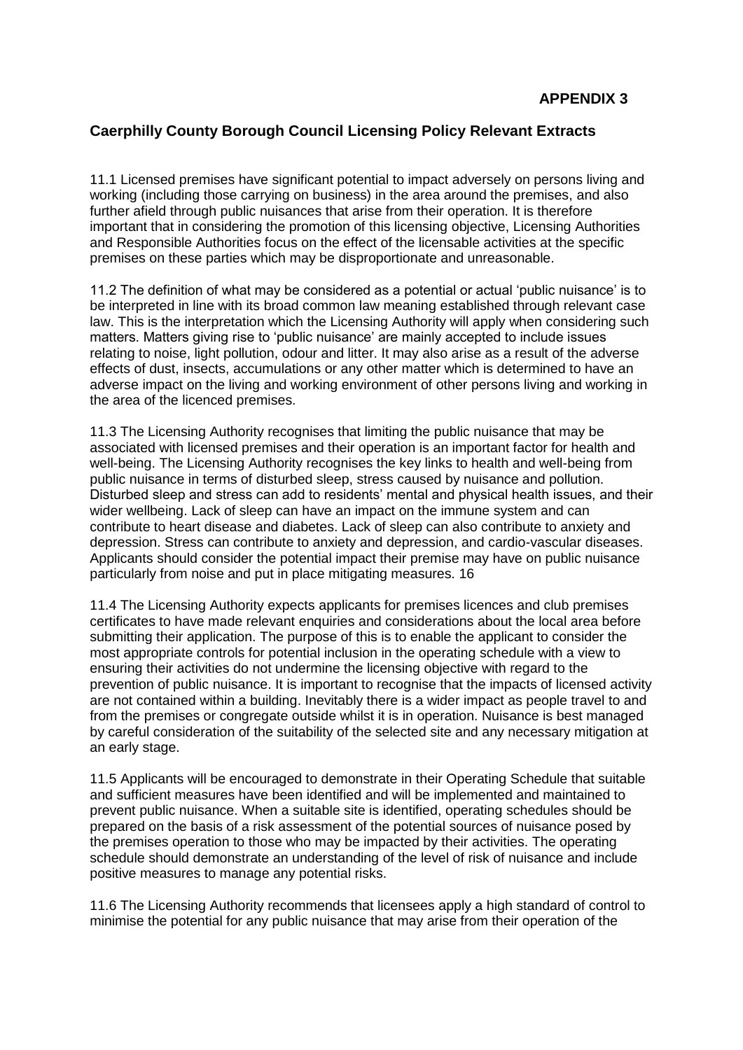**APPENDIX 3**

## Caerphilly County Borough Council Licensing Policy Relevant Extracts

11.1 Licensed premises have significant potential to impact adversely on persons living and working (including those carrying on business) in the area around the premises, and also further afield through public nuisances that arise from their operation. It is therefore important that in considering the promotion of this licensing objective, Licensing Authorities and Responsible Authorities focus on the effect of the licensable activities at the specific premises on these parties which may be disproportionate and unreasonable.

11.2 The definition of what may be considered as a potential or actual 'public nuisance' is to be interpreted in line with its broad common law meaning established through relevant case law. This is the interpretation which the Licensing Authority will apply when considering such matters. Matters giving rise to 'public nuisance' are mainly accepted to include issues relating to noise, light pollution, odour and litter. It may also arise as a result of the adverse effects of dust, insects, accumulations or any other matter which is determined to have an adverse impact on the living and working environment of other persons living and working in the area of the licenced premises.

11.3 The Licensing Authority recognises that limiting the public nuisance that may be associated with licensed premises and their operation is an important factor for health and well-being. The Licensing Authority recognises the key links to health and well-being from public nuisance in terms of disturbed sleep, stress caused by nuisance and pollution. Disturbed sleep and stress can add to residents' mental and physical health issues, and their wider wellbeing. Lack of sleep can have an impact on the immune system and can contribute to heart disease and diabetes. Lack of sleep can also contribute to anxiety and depression. Stress can contribute to anxiety and depression, and cardio-vascular diseases. Applicants should consider the potential impact their premise may have on public nuisance particularly from noise and put in place mitigating measures. 16

11.4 The Licensing Authority expects applicants for premises licences and club premises certificates to have made relevant enquiries and considerations about the local area before submitting their application. The purpose of this is to enable the applicant to consider the most appropriate controls for potential inclusion in the operating schedule with a view to ensuring their activities do not undermine the licensing objective with regard to the prevention of public nuisance. It is important to recognise that the impacts of licensed activity are not contained within a building. Inevitably there is a wider impact as people travel to and from the premises or congregate outside whilst it is in operation. Nuisance is best managed by careful consideration of the suitability of the selected site and any necessary mitigation at an early stage.

11.5 Applicants will be encouraged to demonstrate in their Operating Schedule that suitable and sufficient measures have been identified and will be implemented and maintained to prevent public nuisance. When a suitable site is identified, operating schedules should be prepared on the basis of a risk assessment of the potential sources of nuisance posed by the premises operation to those who may be impacted by their activities. The operating schedule should demonstrate an understanding of the level of risk of nuisance and include positive measures to manage any potential risks.

11.6 The Licensing Authority recommends that licensees apply a high standard of control to minimise the potential for any public nuisance that may arise from their operation of the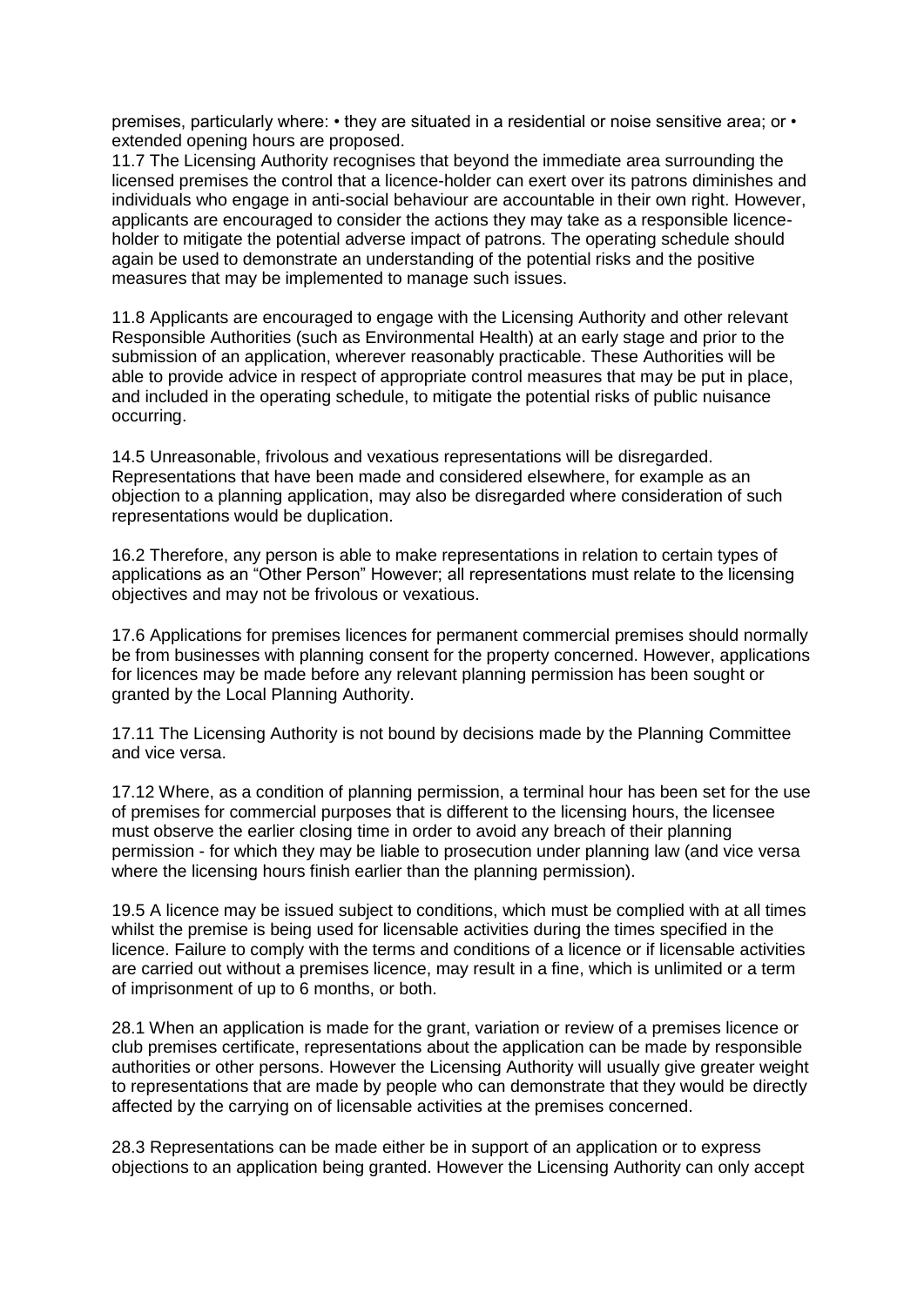premises, particularly where: • they are situated in a residential or noise sensitive area; or • extended opening hours are proposed.

11.7 The Licensing Authority recognises that beyond the immediate area surrounding the licensed premises the control that a licence-holder can exert over its patrons diminishes and individuals who engage in anti-social behaviour are accountable in their own right. However, applicants are encouraged to consider the actions they may take as a responsible licence-holder to mitigate the potential adverse impact of patrons. The operating schedule should again be used to demonstrate an understanding of the potential risks and the positive measures that may be implemented to manage such issues.

11.8 Applicants are encouraged to engage with the Licensing Authority and other relevant Responsible Authorities (such as Environmental Health) at an early stage and prior to the submission of an application, wherever reasonably practicable. These Authorities will be able to provide advice in respect of appropriate control measures that may be put in place, and included in the operating schedule, to mitigate the potential risks of public nuisance occurring.

14.5 Unreasonable, frivolous and vexatious representations will be disregarded. Representations that have been made and considered elsewhere, for example as an objection to a planning application, may also be disregarded where consideration of such representations would be duplication.

16.2 Therefore, any person is able to make representations in relation to certain types of applications as an "Other Person" However; all representations must relate to the licensing objectives and may not be frivolous or vexatious.

17.6 Applications for premises licences for permanent commercial premises should normally be from businesses with planning consent for the property concerned. However, applications for licences may be made before any relevant planning permission has been sought or granted by the Local Planning Authority.

17.11 The Licensing Authority is not bound by decisions made by the Planning Committee and vice versa.

17.12 Where, as a condition of planning permission, a terminal hour has been set for the use of premises for commercial purposes that is different to the licensing hours, the licensee must observe the earlier closing time in order to avoid any breach of their planning permission - for which they may be liable to prosecution under planning law (and vice versa where the licensing hours finish earlier than the planning permission).

19.5 A licence may be issued subject to conditions, which must be complied with at all times whilst the premise is being used for licensable activities during the times specified in the licence. Failure to comply with the terms and conditions of a licence or if licensable activities are carried out without a premises licence, may result in a fine, which is unlimited or a term of imprisonment of up to 6 months, or both.

28.1 When an application is made for the grant, variation or review of a premises licence or club premises certificate, representations about the application can be made by responsible authorities or other persons. However the Licensing Authority will usually give greater weight to representations that are made by people who can demonstrate that they would be directly affected by the carrying on of licensable activities at the premises concerned.

28.3 Representations can be made either be in support of an application or to express objections to an application being granted. However the Licensing Authority can only accept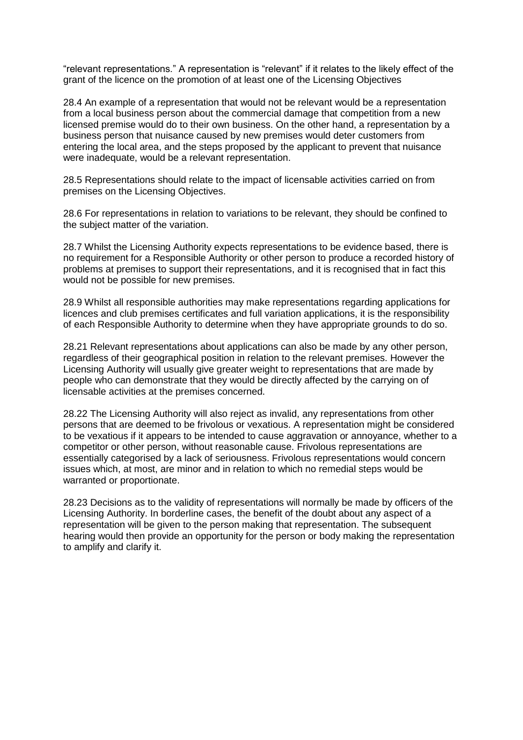"relevant representations." A representation is "relevant" if it relates to the likely effect of the grant of the licence on the promotion of at least one of the Licensing Objectives

28.4 An example of a representation that would not be relevant would be a representation from a local business person about the commercial damage that competition from a new licensed premise would do to their own business. On the other hand, a representation by a business person that nuisance caused by new premises would deter customers from entering the local area, and the steps proposed by the applicant to prevent that nuisance were inadequate, would be a relevant representation.

28.5 Representations should relate to the impact of licensable activities carried on from premises on the Licensing Objectives.

28.6 For representations in relation to variations to be relevant, they should be confined to the subject matter of the variation.

28.7 Whilst the Licensing Authority expects representations to be evidence based, there is no requirement for a Responsible Authority or other person to produce a recorded history of problems at premises to support their representations, and it is recognised that in fact this would not be possible for new premises.

28.9 Whilst all responsible authorities may make representations regarding applications for licences and club premises certificates and full variation applications, it is the responsibility of each Responsible Authority to determine when they have appropriate grounds to do so.

28.21 Relevant representations about applications can also be made by any other person, regardless of their geographical position in relation to the relevant premises. However the Licensing Authority will usually give greater weight to representations that are made by people who can demonstrate that they would be directly affected by the carrying on of licensable activities at the premises concerned.

28.22 The Licensing Authority will also reject as invalid, any representations from other persons that are deemed to be frivolous or vexatious. A representation might be considered to be vexatious if it appears to be intended to cause aggravation or annoyance, whether to a competitor or other person, without reasonable cause. Frivolous representations are essentially categorised by a lack of seriousness. Frivolous representations would concern issues which, at most, are minor and in relation to which no remedial steps would be warranted or proportionate.

28.23 Decisions as to the validity of representations will normally be made by officers of the Licensing Authority. In borderline cases, the benefit of the doubt about any aspect of a representation will be given to the person making that representation. The subsequent hearing would then provide an opportunity for the person or body making the representation to amplify and clarify it.